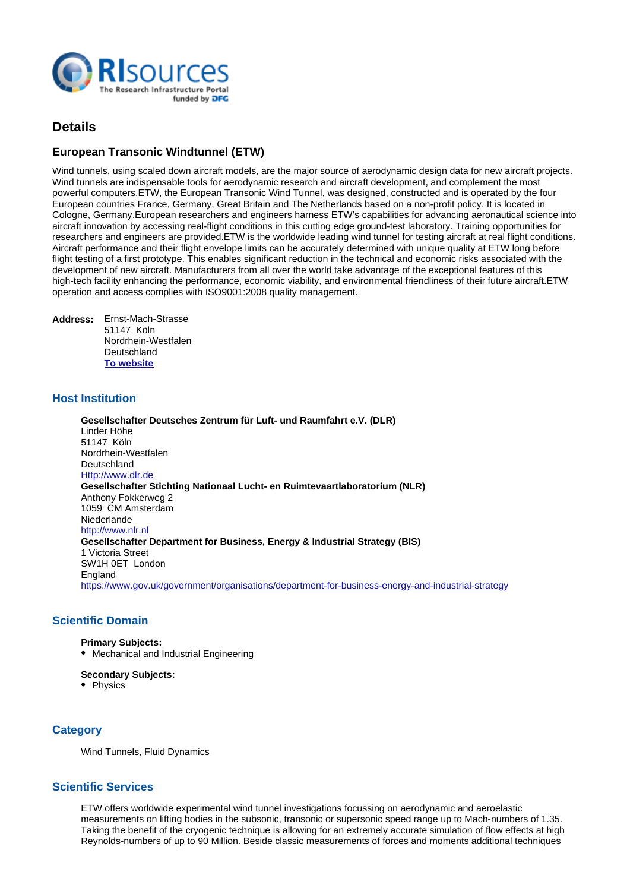## Details

### European Transonic Windtunnel (ETW)

Wind tunnels, using scaled down aircraft models, are the major source of aerodynamic design data for new aircraft projects. Wind tunnels are indispensable tools for aerodynamic research and aircraft development, and complement the most powerful computers.ETW, the European Transonic Wind Tunnel, was designed, constructed and is operated by the four European countries France, Germany, Great Britain and The Netherlands based on a non-profit policy. It is located in Cologne, Germany.European researchers and engineers harness ETW's capabilities for advancing aeronautical science into aircraft innovation by accessing real-flight conditions in this cutting edge ground-test laboratory. Training opportunities for researchers and engineers are provided.ETW is the worldwide leading wind tunnel for testing aircraft at real flight conditions. Aircraft performance and their flight envelope limits can be accurately determined with unique quality at ETW long before flight testing of a first prototype. This enables significant reduction in the technical and economic risks associated with the development of new aircraft. Manufacturers from all over the world take advantage of the exceptional features of this high-tech facility enhancing the performance, economic viability, and environmental friendliness of their future aircraft.ETW operation and access complies with ISO9001:2008 quality management.

**Address:** Ernst-Mach-Strasse
51147 Köln
Nordrhein-Westfalen
Deutschland
**To website**

### Host Institution

**Gesellschafter Deutsches Zentrum für Luft- und Raumfahrt e.V. (DLR)**
Linder Höhe
51147 Köln
Nordrhein-Westfalen
Deutschland
Http://www.dlr.de
**Gesellschafter Stichting Nationaal Lucht- en Ruimtevaartlaboratorium (NLR)**
Anthony Fokkerweg 2
1059 CM Amsterdam
Niederlande
http://www.nlr.nl
**Gesellschafter Department for Business, Energy & Industrial Strategy (BIS)**
1 Victoria Street
SW1H 0ET London
England
https://www.gov.uk/government/organisations/department-for-business-energy-and-industrial-strategy

### Scientific Domain

**Primary Subjects:**
- Mechanical and Industrial Engineering

**Secondary Subjects:**
- Physics

### Category

Wind Tunnels, Fluid Dynamics

### Scientific Services

ETW offers worldwide experimental wind tunnel investigations focussing on aerodynamic and aeroelastic measurements on lifting bodies in the subsonic, transonic or supersonic speed range up to Mach-numbers of 1.35. Taking the benefit of the cryogenic technique is allowing for an extremely accurate simulation of flow effects at high Reynolds-numbers of up to 90 Million. Beside classic measurements of forces and moments additional techniques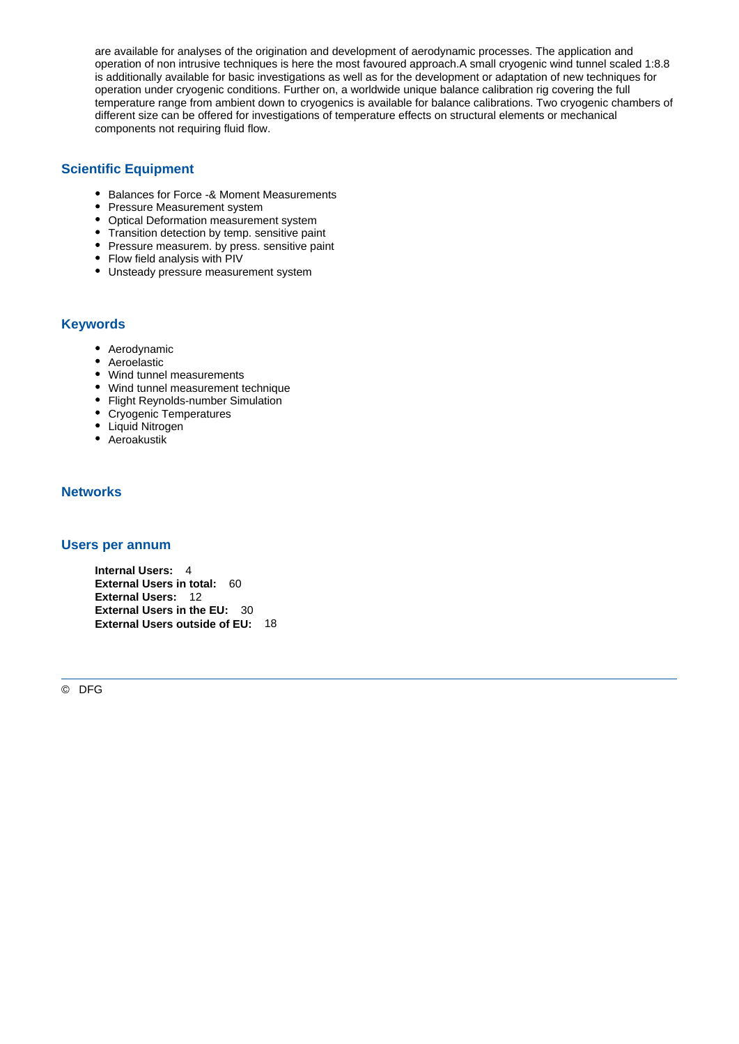are available for analyses of the origination and development of aerodynamic processes. The application and operation of non intrusive techniques is here the most favoured approach.A small cryogenic wind tunnel scaled 1:8.8 is additionally available for basic investigations as well as for the development or adaptation of new techniques for operation under cryogenic conditions. Further on, a worldwide unique balance calibration rig covering the full temperature range from ambient down to cryogenics is available for balance calibrations. Two cryogenic chambers of different size can be offered for investigations of temperature effects on structural elements or mechanical components not requiring fluid flow.

## Scientific Equipment

- Balances for Force -& Moment Measurements
- Pressure Measurement system
- Optical Deformation measurement system
- Transition detection by temp. sensitive paint
- Pressure measurem. by press. sensitive paint
- Flow field analysis with PIV
- Unsteady pressure measurement system

## Keywords

- Aerodynamic
- Aeroelastic
- Wind tunnel measurements
- Wind tunnel measurement technique
- Flight Reynolds-number Simulation
- Cryogenic Temperatures
- Liquid Nitrogen
- Aeroakustik

## Networks

## Users per annum

**Internal Users:** 4
**External Users in total:** 60
**External Users:** 12
**External Users in the EU:** 30
**External Users outside of EU:** 18

© DFG